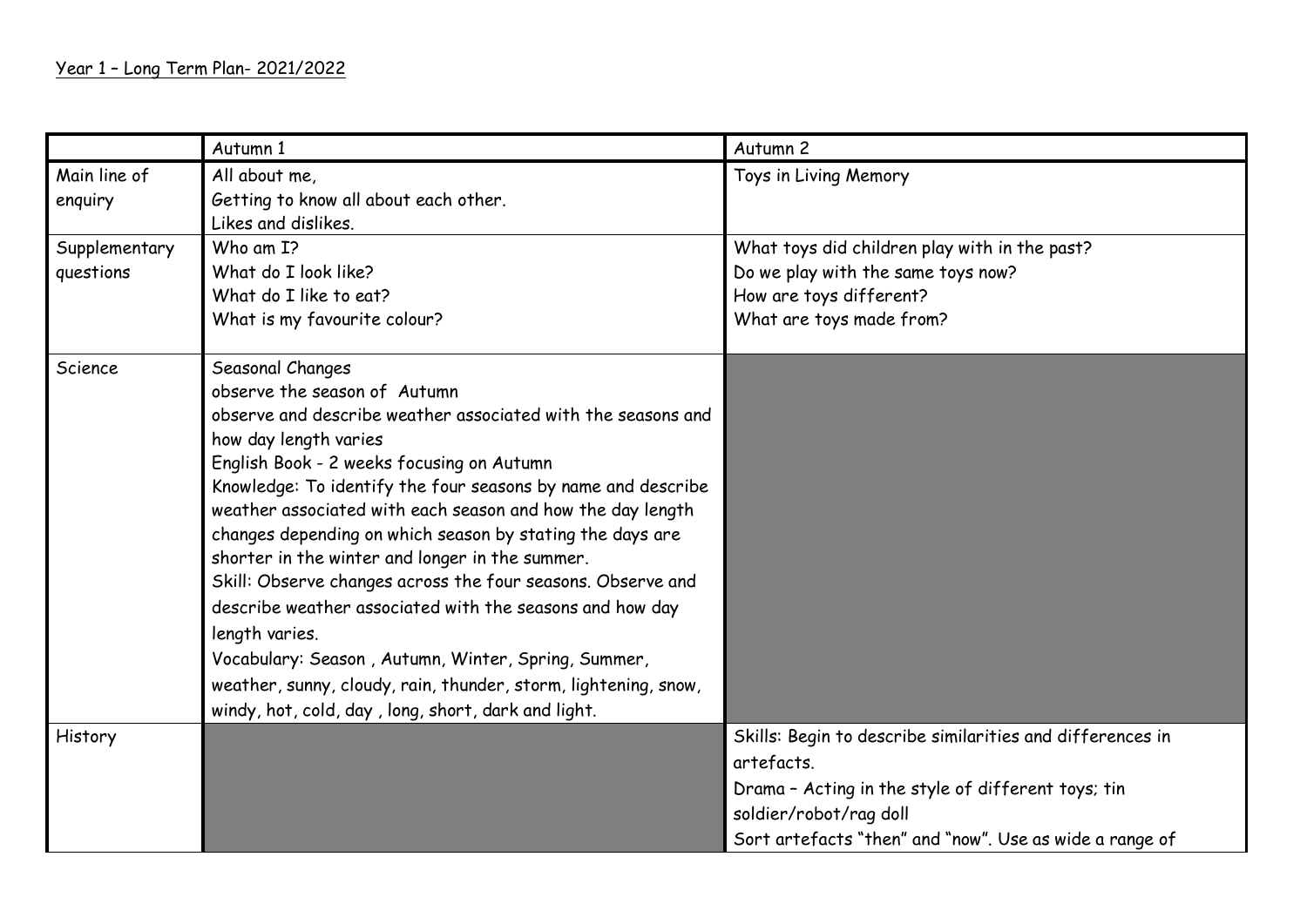Year 1 – Long Term Plan- 2021/2022

| | Autumn 1 | Autumn 2 |
|---|---|---|
| Main line of enquiry | All about me,<br>Getting to know all about each other.<br>Likes and dislikes. | Toys in Living Memory |
| Supplementary questions | Who am I?<br>What do I look like?<br>What do I like to eat?<br>What is my favourite colour? | What toys did children play with in the past?<br>Do we play with the same toys now?<br>How are toys different?<br>What are toys made from? |
| Science | Seasonal Changes<br>observe the season of Autumn<br>observe and describe weather associated with the seasons and how day length varies<br>English Book - 2 weeks focusing on Autumn<br>Knowledge: To identify the four seasons by name and describe weather associated with each season and how the day length changes depending on which season by stating the days are shorter in the winter and longer in the summer.<br>Skill: Observe changes across the four seasons. Observe and describe weather associated with the seasons and how day length varies.<br>Vocabulary: Season , Autumn, Winter, Spring, Summer, weather, sunny, cloudy, rain, thunder, storm, lightening, snow, windy, hot, cold, day , long, short, dark and light. | |
| History | | Skills: Begin to describe similarities and differences in artefacts.<br>Drama – Acting in the style of different toys; tin soldier/robot/rag doll<br>Sort artefacts "then" and "now". Use as wide a range of |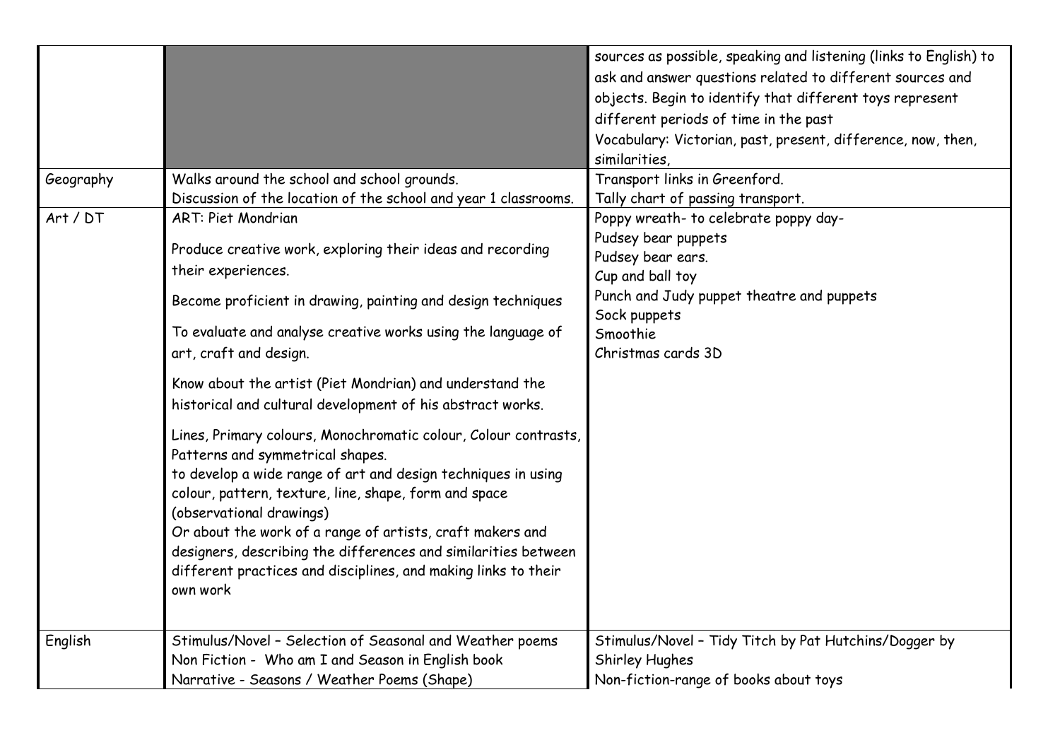| | | |
|---|---|---|
| | | sources as possible, speaking and listening (links to English) to ask and answer questions related to different sources and objects. Begin to identify that different toys represent different periods of time in the past<br>Vocabulary: Victorian, past, present, difference, now, then, similarities, |
| Geography | Walks around the school and school grounds.<br>Discussion of the location of the school and year 1 classrooms. | Transport links in Greenford.<br>Tally chart of passing transport. |
| Art / DT | ART: Piet Mondrian<br><br>Produce creative work, exploring their ideas and recording their experiences.<br><br>Become proficient in drawing, painting and design techniques<br><br>To evaluate and analyse creative works using the language of art, craft and design.<br><br>Know about the artist (Piet Mondrian) and understand the historical and cultural development of his abstract works.<br><br>Lines, Primary colours, Monochromatic colour, Colour contrasts, Patterns and symmetrical shapes.<br>to develop a wide range of art and design techniques in using colour, pattern, texture, line, shape, form and space (observational drawings)<br>Or about the work of a range of artists, craft makers and designers, describing the differences and similarities between different practices and disciplines, and making links to their own work | Poppy wreath- to celebrate poppy day-<br>Pudsey bear puppets<br>Pudsey bear ears.<br>Cup and ball toy<br>Punch and Judy puppet theatre and puppets<br>Sock puppets<br>Smoothie<br>Christmas cards 3D |
| English | Stimulus/Novel – Selection of Seasonal and Weather poems<br>Non Fiction - Who am I and Season in English book<br>Narrative - Seasons / Weather Poems (Shape) | Stimulus/Novel – Tidy Titch by Pat Hutchins/Dogger by Shirley Hughes<br>Non-fiction-range of books about toys |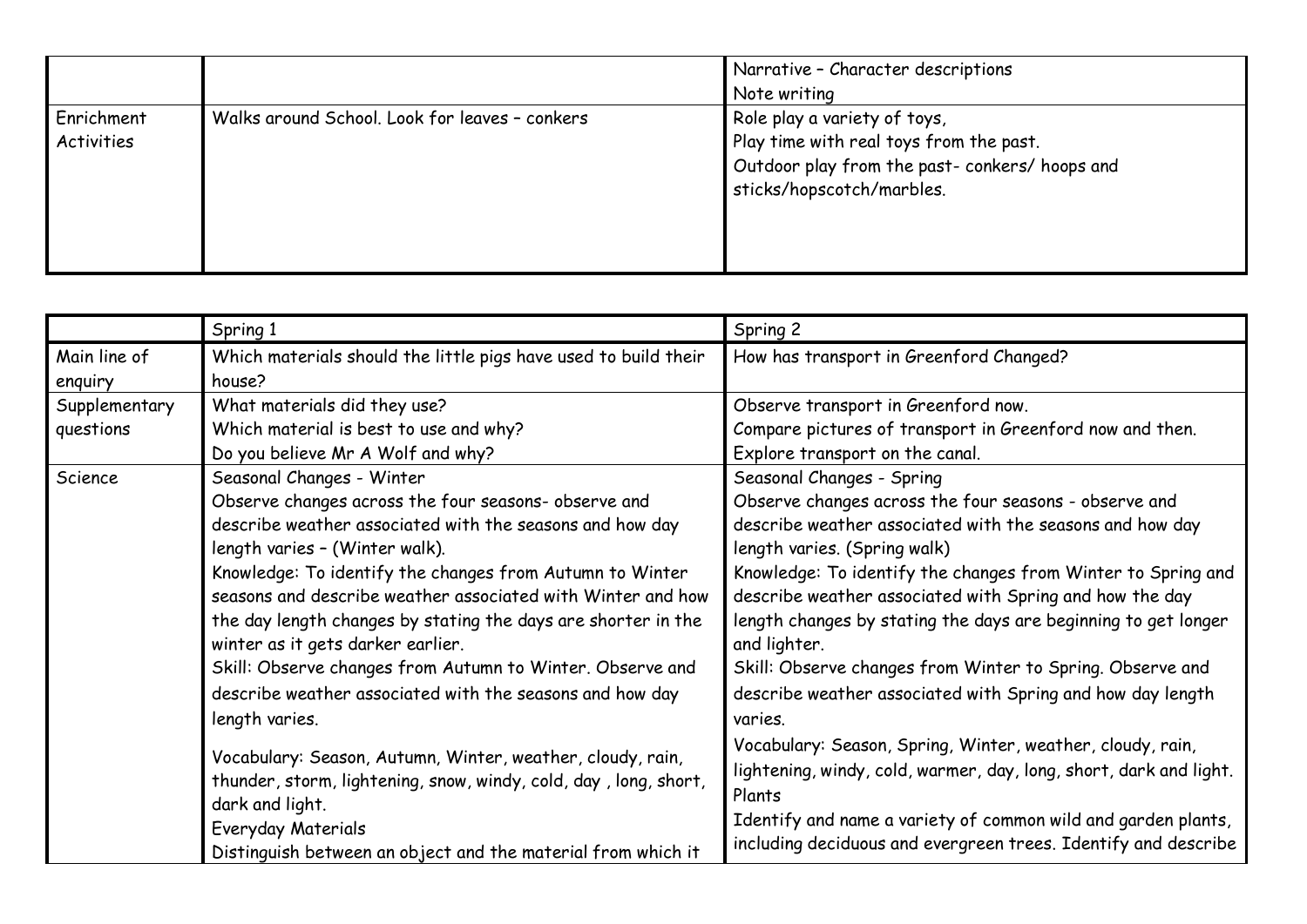| | | |
|---|---|---|
| | | Narrative – Character descriptions<br>Note writing |
| Enrichment Activities | Walks around School. Look for leaves – conkers | Role play a variety of toys,<br>Play time with real toys from the past.<br>Outdoor play from the past- conkers/ hoops and sticks/hopscotch/marbles. |

| | Spring 1 | Spring 2 |
|---|---|---|
| Main line of enquiry | Which materials should the little pigs have used to build their house? | How has transport in Greenford Changed? |
| Supplementary questions | What materials did they use?<br>Which material is best to use and why?<br>Do you believe Mr A Wolf and why? | Observe transport in Greenford now.<br>Compare pictures of transport in Greenford now and then.<br>Explore transport on the canal. |
| Science | Seasonal Changes - Winter<br>Observe changes across the four seasons- observe and describe weather associated with the seasons and how day length varies – (Winter walk).<br>Knowledge: To identify the changes from Autumn to Winter seasons and describe weather associated with Winter and how the day length changes by stating the days are shorter in the winter as it gets darker earlier.<br>Skill: Observe changes from Autumn to Winter. Observe and describe weather associated with the seasons and how day length varies.<br>Vocabulary: Season, Autumn, Winter, weather, cloudy, rain, thunder, storm, lightening, snow, windy, cold, day , long, short, dark and light.<br>Everyday Materials<br>Distinguish between an object and the material from which it | Seasonal Changes - Spring<br>Observe changes across the four seasons - observe and describe weather associated with the seasons and how day length varies. (Spring walk)<br>Knowledge: To identify the changes from Winter to Spring and describe weather associated with Spring and how the day length changes by stating the days are beginning to get longer and lighter.<br>Skill: Observe changes from Winter to Spring. Observe and describe weather associated with Spring and how day length varies.<br>Vocabulary: Season, Spring, Winter, weather, cloudy, rain, lightening, windy, cold, warmer, day, long, short, dark and light.<br>Plants<br>Identify and name a variety of common wild and garden plants, including deciduous and evergreen trees. Identify and describe |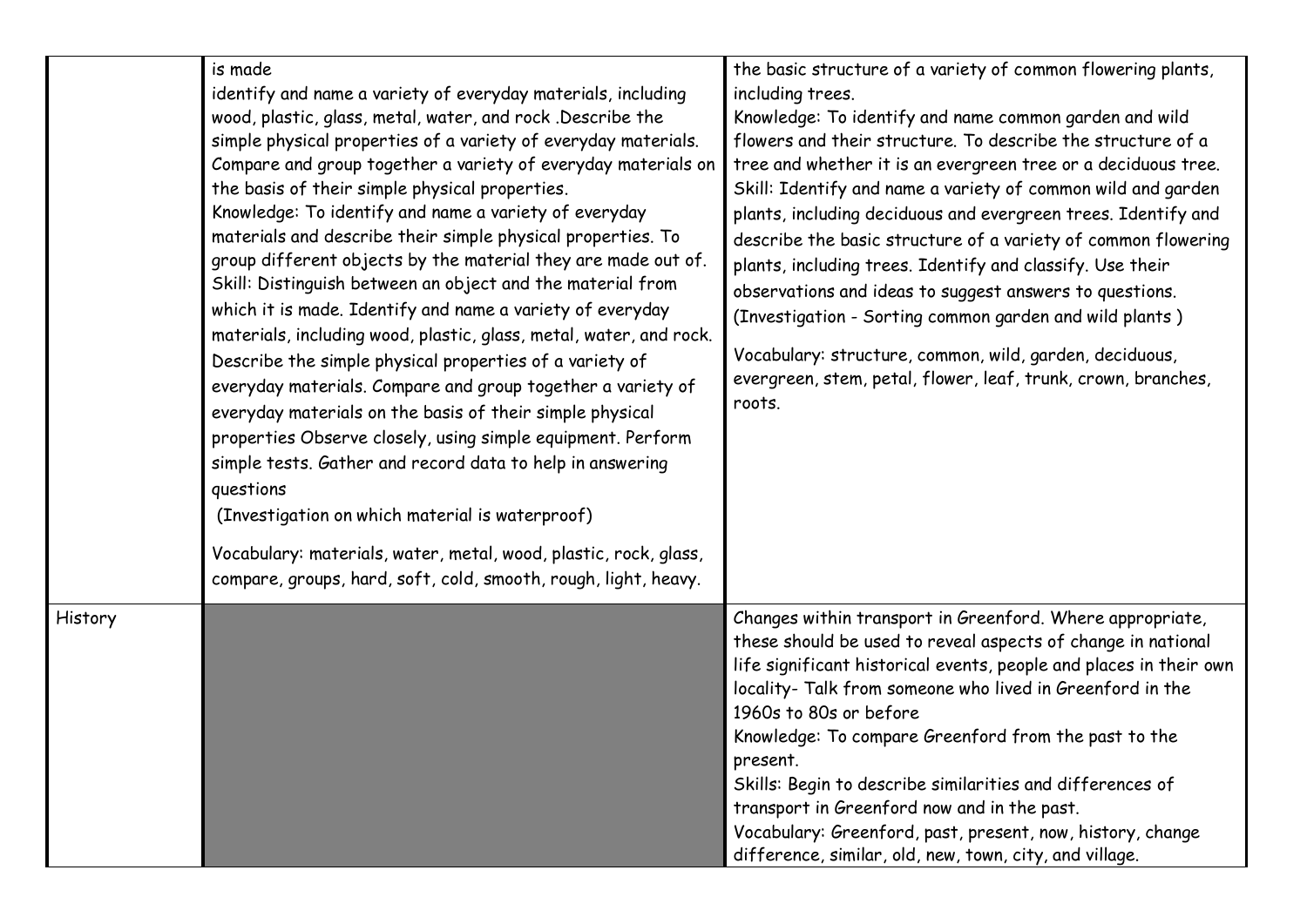| | | |
|---|---|---|
| | is made<br>identify and name a variety of everyday materials, including wood, plastic, glass, metal, water, and rock .Describe the simple physical properties of a variety of everyday materials. Compare and group together a variety of everyday materials on the basis of their simple physical properties.<br>Knowledge: To identify and name a variety of everyday materials and describe their simple physical properties. To group different objects by the material they are made out of.<br>Skill: Distinguish between an object and the material from which it is made. Identify and name a variety of everyday materials, including wood, plastic, glass, metal, water, and rock. Describe the simple physical properties of a variety of everyday materials. Compare and group together a variety of everyday materials on the basis of their simple physical properties Observe closely, using simple equipment. Perform simple tests. Gather and record data to help in answering questions<br>(Investigation on which material is waterproof)<br>Vocabulary: materials, water, metal, wood, plastic, rock, glass, compare, groups, hard, soft, cold, smooth, rough, light, heavy. | the basic structure of a variety of common flowering plants, including trees.<br>Knowledge: To identify and name common garden and wild flowers and their structure. To describe the structure of a tree and whether it is an evergreen tree or a deciduous tree.<br>Skill: Identify and name a variety of common wild and garden plants, including deciduous and evergreen trees. Identify and describe the basic structure of a variety of common flowering plants, including trees. Identify and classify. Use their observations and ideas to suggest answers to questions. (Investigation - Sorting common garden and wild plants )<br>Vocabulary: structure, common, wild, garden, deciduous, evergreen, stem, petal, flower, leaf, trunk, crown, branches, roots. |
| History | | Changes within transport in Greenford. Where appropriate, these should be used to reveal aspects of change in national life significant historical events, people and places in their own locality- Talk from someone who lived in Greenford in the 1960s to 80s or before<br>Knowledge: To compare Greenford from the past to the present.<br>Skills: Begin to describe similarities and differences of transport in Greenford now and in the past.<br>Vocabulary: Greenford, past, present, now, history, change difference, similar, old, new, town, city, and village. |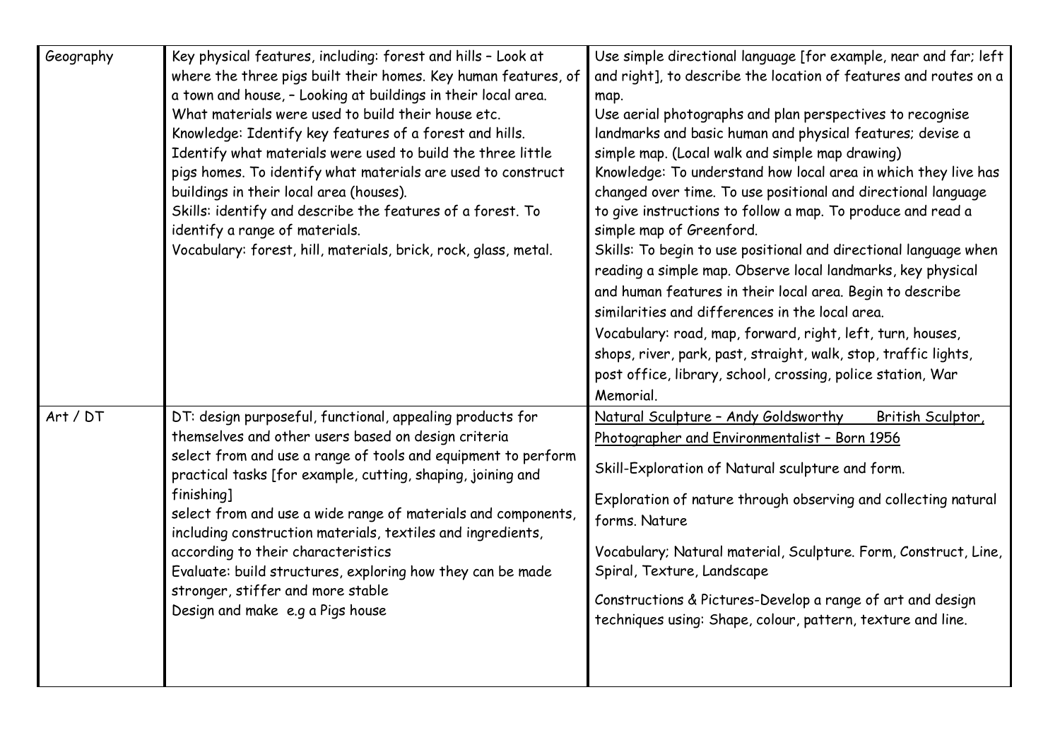| | | |
|---|---|---|
| Geography | Key physical features, including: forest and hills – Look at where the three pigs built their homes. Key human features, of a town and house, – Looking at buildings in their local area. What materials were used to build their house etc.<br>Knowledge: Identify key features of a forest and hills. Identify what materials were used to build the three little pigs homes. To identify what materials are used to construct buildings in their local area (houses).<br>Skills: identify and describe the features of a forest. To identify a range of materials.<br>Vocabulary: forest, hill, materials, brick, rock, glass, metal. | Use simple directional language [for example, near and far; left and right], to describe the location of features and routes on a map.<br>Use aerial photographs and plan perspectives to recognise landmarks and basic human and physical features; devise a simple map. (Local walk and simple map drawing)<br>Knowledge: To understand how local area in which they live has changed over time. To use positional and directional language to give instructions to follow a map. To produce and read a simple map of Greenford.<br>Skills: To begin to use positional and directional language when reading a simple map. Observe local landmarks, key physical and human features in their local area. Begin to describe similarities and differences in the local area.<br>Vocabulary: road, map, forward, right, left, turn, houses, shops, river, park, past, straight, walk, stop, traffic lights, post office, library, school, crossing, police station, War Memorial. |
| Art / DT | DT: design purposeful, functional, appealing products for themselves and other users based on design criteria<br>select from and use a range of tools and equipment to perform practical tasks [for example, cutting, shaping, joining and finishing]<br>select from and use a wide range of materials and components, including construction materials, textiles and ingredients, according to their characteristics<br>Evaluate: build structures, exploring how they can be made stronger, stiffer and more stable<br>Design and make e.g a Pigs house | <u>Natural Sculpture – Andy Goldsworthy British Sculptor, Photographer and Environmentalist – Born 1956</u><br>Skill-Exploration of Natural sculpture and form.<br>Exploration of nature through observing and collecting natural forms. Nature<br>Vocabulary; Natural material, Sculpture. Form, Construct, Line, Spiral, Texture, Landscape<br>Constructions & Pictures-Develop a range of art and design techniques using: Shape, colour, pattern, texture and line. |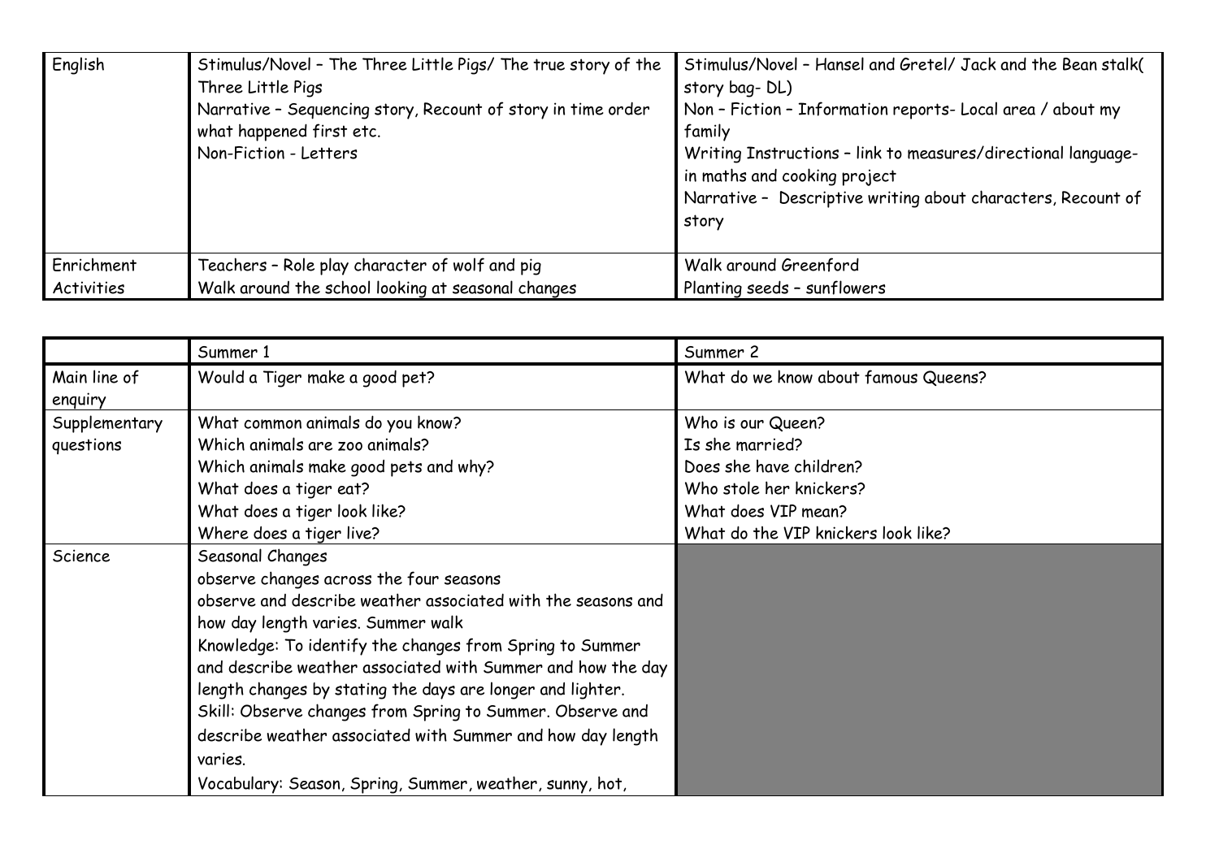| | | |
|---|---|---|
| English | Stimulus/Novel – The Three Little Pigs/ The true story of the Three Little Pigs<br>Narrative – Sequencing story, Recount of story in time order what happened first etc.<br>Non-Fiction - Letters | Stimulus/Novel – Hansel and Gretel/ Jack and the Bean stalk( story bag- DL)<br>Non – Fiction – Information reports- Local area / about my family<br>Writing Instructions – link to measures/directional language- in maths and cooking project<br>Narrative – Descriptive writing about characters, Recount of story |
| Enrichment Activities | Teachers – Role play character of wolf and pig<br>Walk around the school looking at seasonal changes | Walk around Greenford<br>Planting seeds – sunflowers |

| | Summer 1 | Summer 2 |
|---|---|---|
| Main line of enquiry | Would a Tiger make a good pet? | What do we know about famous Queens? |
| Supplementary questions | What common animals do you know?<br>Which animals are zoo animals?<br>Which animals make good pets and why?<br>What does a tiger eat?<br>What does a tiger look like?<br>Where does a tiger live? | Who is our Queen?<br>Is she married?<br>Does she have children?<br>Who stole her knickers?<br>What does VIP mean?<br>What do the VIP knickers look like? |
| Science | Seasonal Changes<br>observe changes across the four seasons<br>observe and describe weather associated with the seasons and how day length varies. Summer walk<br>Knowledge: To identify the changes from Spring to Summer and describe weather associated with Summer and how the day length changes by stating the days are longer and lighter.<br>Skill: Observe changes from Spring to Summer. Observe and describe weather associated with Summer and how day length varies.<br>Vocabulary: Season, Spring, Summer, weather, sunny, hot, | |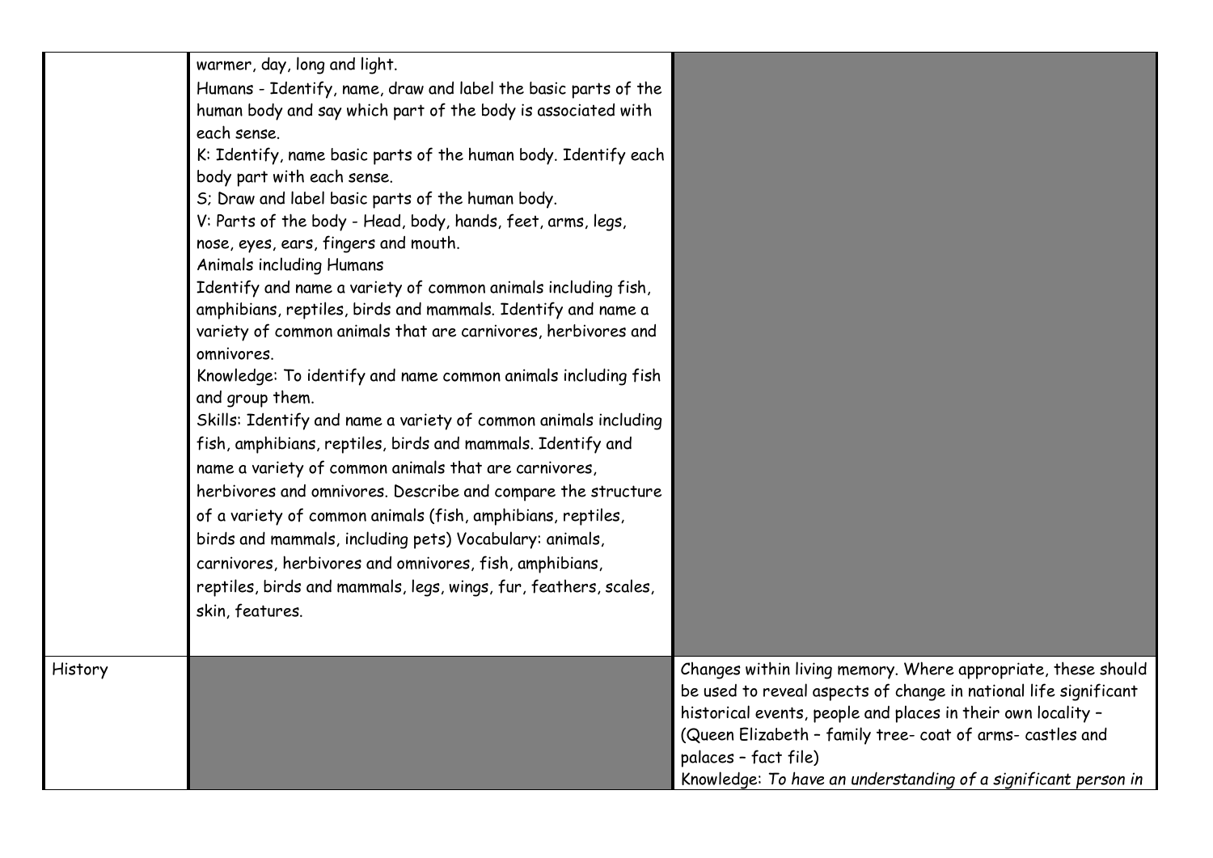|  |  |  |
| --- | --- | --- |
|  | warmer, day, long and light.<br>Humans - Identify, name, draw and label the basic parts of the human body and say which part of the body is associated with each sense.<br>K: Identify, name basic parts of the human body. Identify each body part with each sense.<br>S; Draw and label basic parts of the human body.<br>V: Parts of the body - Head, body, hands, feet, arms, legs, nose, eyes, ears, fingers and mouth.<br>Animals including Humans<br>Identify and name a variety of common animals including fish, amphibians, reptiles, birds and mammals. Identify and name a variety of common animals that are carnivores, herbivores and omnivores.<br>Knowledge: To identify and name common animals including fish and group them.<br>Skills: Identify and name a variety of common animals including fish, amphibians, reptiles, birds and mammals. Identify and name a variety of common animals that are carnivores, herbivores and omnivores. Describe and compare the structure of a variety of common animals (fish, amphibians, reptiles, birds and mammals, including pets) Vocabulary: animals, carnivores, herbivores and omnivores, fish, amphibians, reptiles, birds and mammals, legs, wings, fur, feathers, scales, skin, features. |  |
| History |  | Changes within living memory. Where appropriate, these should be used to reveal aspects of change in national life significant historical events, people and places in their own locality – (Queen Elizabeth – family tree- coat of arms- castles and palaces – fact file)<br>Knowledge: *To have an understanding of a significant person in* |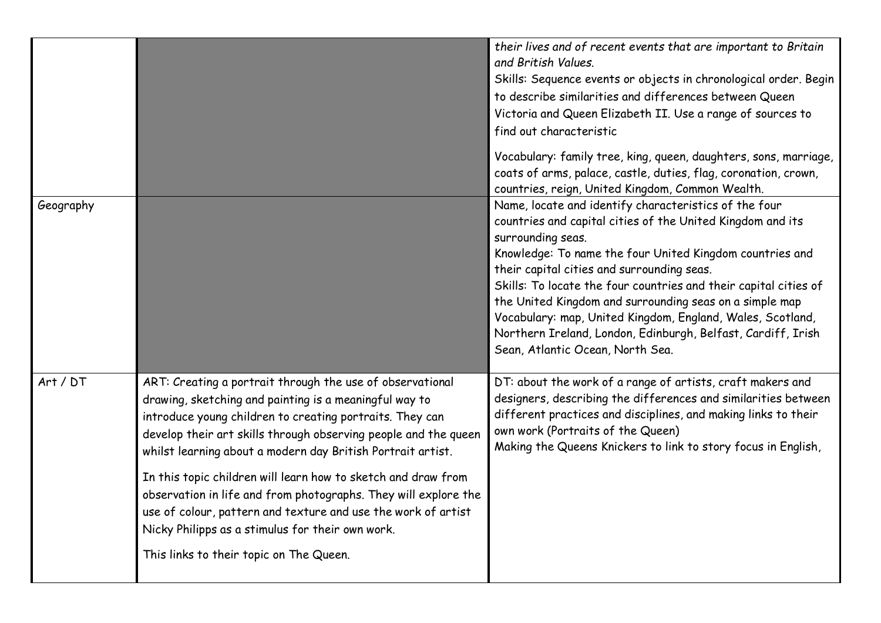| | | |
|---|---|---|
| | | *their lives and of recent events that are important to Britain and British Values.*<br>Skills: Sequence events or objects in chronological order. Begin to describe similarities and differences between Queen Victoria and Queen Elizabeth II. Use a range of sources to find out characteristic<br><br>Vocabulary: family tree, king, queen, daughters, sons, marriage, coats of arms, palace, castle, duties, flag, coronation, crown, countries, reign, United Kingdom, Common Wealth. |
| Geography | | Name, locate and identify characteristics of the four countries and capital cities of the United Kingdom and its surrounding seas.<br>Knowledge: To name the four United Kingdom countries and their capital cities and surrounding seas.<br>Skills: To locate the four countries and their capital cities of the United Kingdom and surrounding seas on a simple map<br>Vocabulary: map, United Kingdom, England, Wales, Scotland, Northern Ireland, London, Edinburgh, Belfast, Cardiff, Irish Sean, Atlantic Ocean, North Sea. |
| Art / DT | ART: Creating a portrait through the use of observational drawing, sketching and painting is a meaningful way to introduce young children to creating portraits. They can develop their art skills through observing people and the queen whilst learning about a modern day British Portrait artist.<br><br>In this topic children will learn how to sketch and draw from observation in life and from photographs. They will explore the use of colour, pattern and texture and use the work of artist Nicky Philipps as a stimulus for their own work.<br><br>This links to their topic on The Queen. | DT: about the work of a range of artists, craft makers and designers, describing the differences and similarities between different practices and disciplines, and making links to their own work (Portraits of the Queen)<br>Making the Queens Knickers to link to story focus in English, |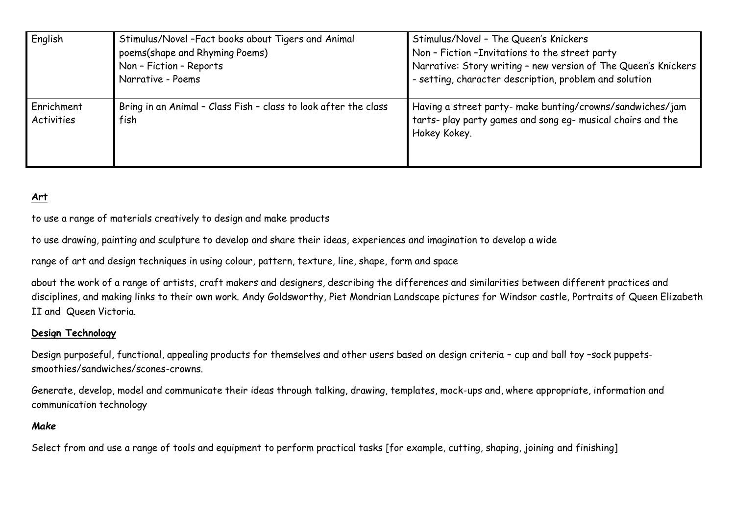| English | Stimulus/Novel –Fact books about Tigers and Animal poems(shape and Rhyming Poems)<br>Non – Fiction – Reports<br>Narrative - Poems | Stimulus/Novel – The Queen's Knickers<br>Non – Fiction –Invitations to the street party<br>Narrative: Story writing – new version of The Queen's Knickers - setting, character description, problem and solution |
|---|---|---|
| Enrichment Activities | Bring in an Animal – Class Fish – class to look after the class fish | Having a street party- make bunting/crowns/sandwiches/jam tarts- play party games and song eg- musical chairs and the Hokey Kokey. |

**Art**

to use a range of materials creatively to design and make products

to use drawing, painting and sculpture to develop and share their ideas, experiences and imagination to develop a wide

range of art and design techniques in using colour, pattern, texture, line, shape, form and space

about the work of a range of artists, craft makers and designers, describing the differences and similarities between different practices and disciplines, and making links to their own work. Andy Goldsworthy, Piet Mondrian Landscape pictures for Windsor castle, Portraits of Queen Elizabeth II and Queen Victoria.

**Design Technology**

Design purposeful, functional, appealing products for themselves and other users based on design criteria – cup and ball toy –sock puppets-smoothies/sandwiches/scones-crowns.

Generate, develop, model and communicate their ideas through talking, drawing, templates, mock-ups and, where appropriate, information and communication technology

***Make***

Select from and use a range of tools and equipment to perform practical tasks [for example, cutting, shaping, joining and finishing]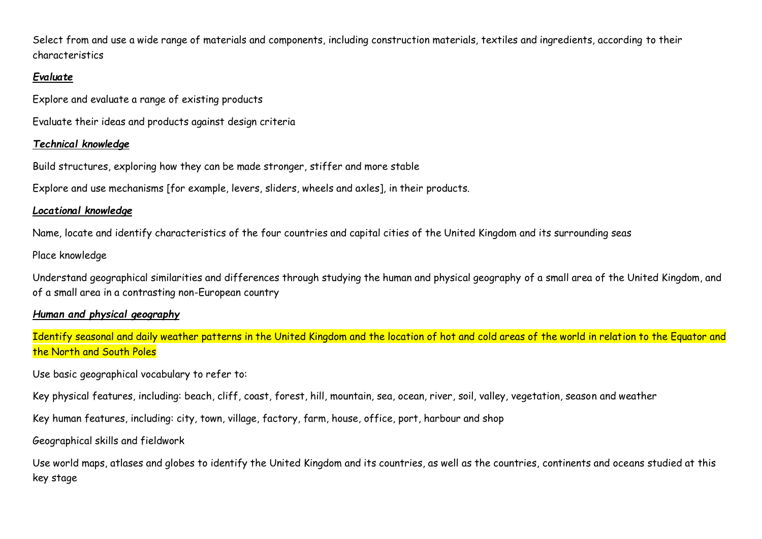Select from and use a wide range of materials and components, including construction materials, textiles and ingredients, according to their characteristics

***Evaluate***

Explore and evaluate a range of existing products

Evaluate their ideas and products against design criteria

***Technical knowledge***

Build structures, exploring how they can be made stronger, stiffer and more stable

Explore and use mechanisms [for example, levers, sliders, wheels and axles], in their products.

***Locational knowledge***

Name, locate and identify characteristics of the four countries and capital cities of the United Kingdom and its surrounding seas

Place knowledge

Understand geographical similarities and differences through studying the human and physical geography of a small area of the United Kingdom, and of a small area in a contrasting non-European country

***Human and physical geography***

Identify seasonal and daily weather patterns in the United Kingdom and the location of hot and cold areas of the world in relation to the Equator and the North and South Poles

Use basic geographical vocabulary to refer to:

Key physical features, including: beach, cliff, coast, forest, hill, mountain, sea, ocean, river, soil, valley, vegetation, season and weather

Key human features, including: city, town, village, factory, farm, house, office, port, harbour and shop

Geographical skills and fieldwork

Use world maps, atlases and globes to identify the United Kingdom and its countries, as well as the countries, continents and oceans studied at this key stage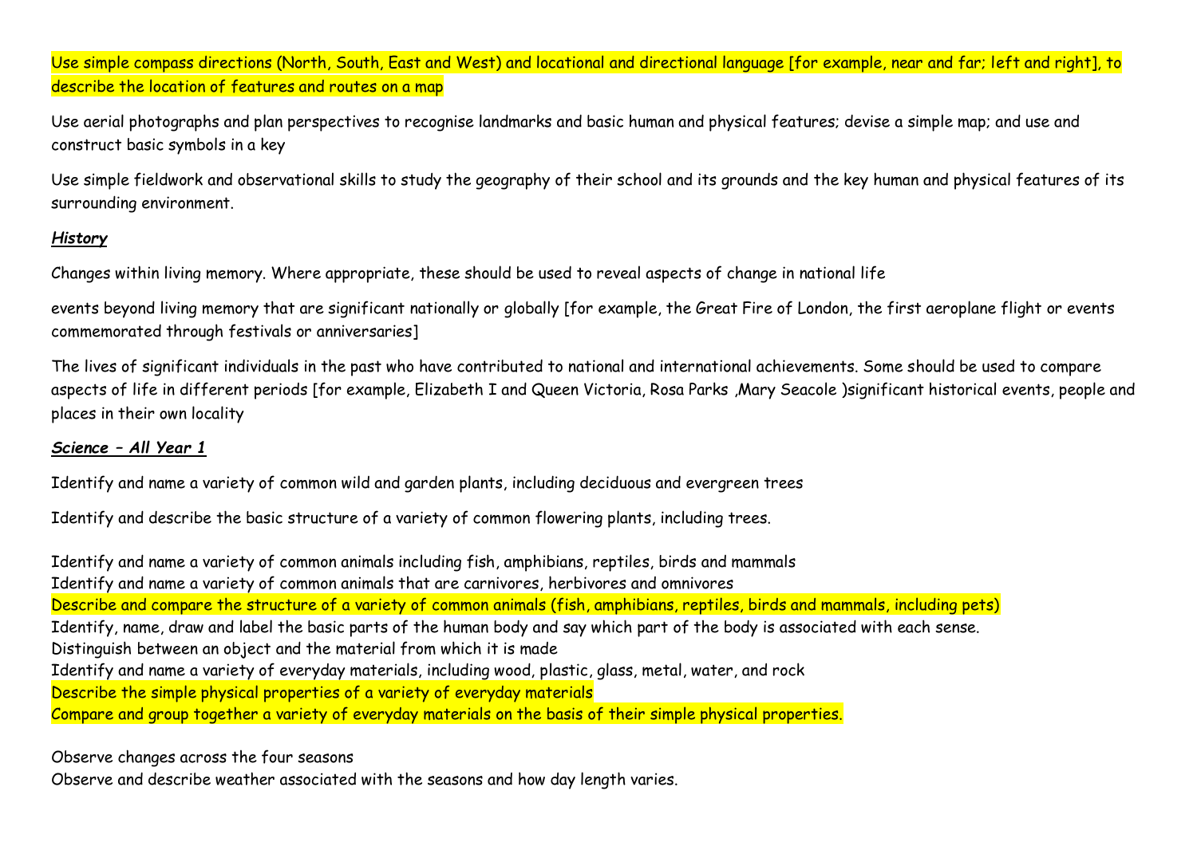Use simple compass directions (North, South, East and West) and locational and directional language [for example, near and far; left and right], to describe the location of features and routes on a map

Use aerial photographs and plan perspectives to recognise landmarks and basic human and physical features; devise a simple map; and use and construct basic symbols in a key

Use simple fieldwork and observational skills to study the geography of their school and its grounds and the key human and physical features of its surrounding environment.

***History***

Changes within living memory. Where appropriate, these should be used to reveal aspects of change in national life

events beyond living memory that are significant nationally or globally [for example, the Great Fire of London, the first aeroplane flight or events commemorated through festivals or anniversaries]

The lives of significant individuals in the past who have contributed to national and international achievements. Some should be used to compare aspects of life in different periods [for example, Elizabeth I and Queen Victoria, Rosa Parks ,Mary Seacole )significant historical events, people and places in their own locality

***Science – All Year 1***

Identify and name a variety of common wild and garden plants, including deciduous and evergreen trees

Identify and describe the basic structure of a variety of common flowering plants, including trees.

Identify and name a variety of common animals including fish, amphibians, reptiles, birds and mammals
Identify and name a variety of common animals that are carnivores, herbivores and omnivores
Describe and compare the structure of a variety of common animals (fish, amphibians, reptiles, birds and mammals, including pets)
Identify, name, draw and label the basic parts of the human body and say which part of the body is associated with each sense.
Distinguish between an object and the material from which it is made
Identify and name a variety of everyday materials, including wood, plastic, glass, metal, water, and rock
Describe the simple physical properties of a variety of everyday materials
Compare and group together a variety of everyday materials on the basis of their simple physical properties.

Observe changes across the four seasons
Observe and describe weather associated with the seasons and how day length varies.